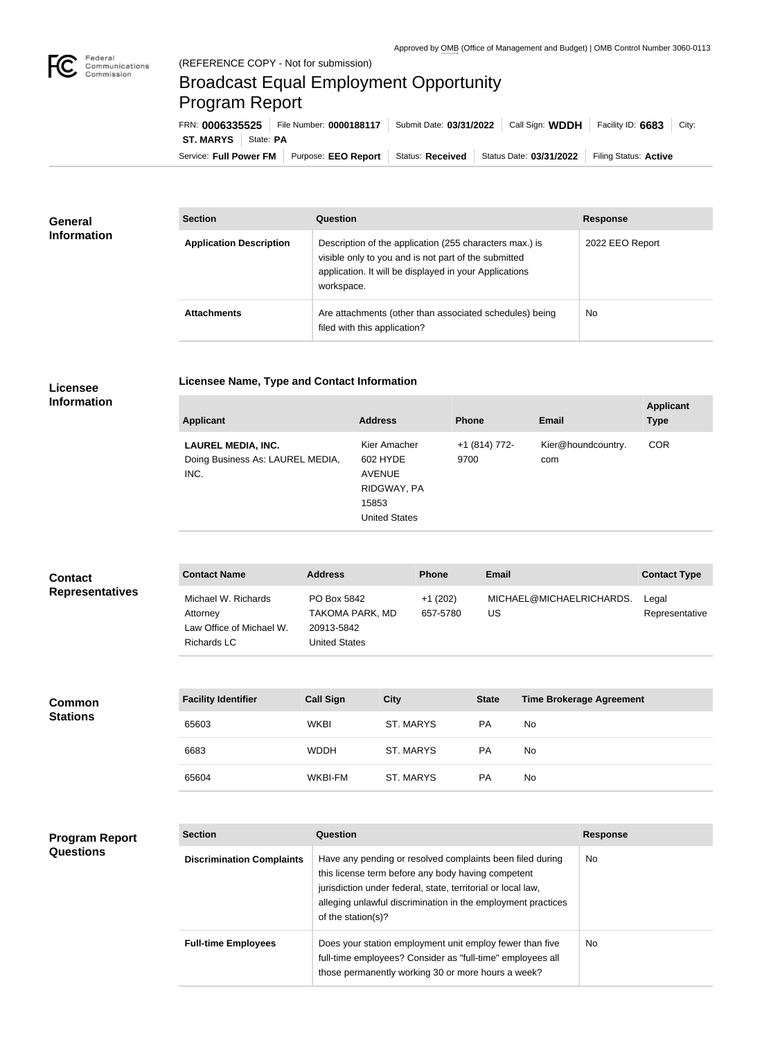Approved by OMB (Office of Management and Budget) | OMB Control Number 3060-0113

(REFERENCE COPY - Not for submission)

# Broadcast Equal Employment Opportunity Program Report

FRN: **0006335525** | File Number: **0000188117** | Submit Date: **03/31/2022** | Call Sign: **WDDH** | Facility ID: **6683** | City: **ST. MARYS** | State: **PA**

Service: **Full Power FM** | Purpose: **EEO Report** | Status: **Received** | Status Date: **03/31/2022** | Filing Status: **Active**

## General Information

| Section | Question | Response |
| --- | --- | --- |
| **Application Description** | Description of the application (255 characters max.) is visible only to you and is not part of the submitted application. It will be displayed in your Applications workspace. | 2022 EEO Report |
| **Attachments** | Are attachments (other than associated schedules) being filed with this application? | No |

## Licensee Information

### Licensee Name, Type and Contact Information

| Applicant | Address | Phone | Email | Applicant Type |
| --- | --- | --- | --- | --- |
| **LAUREL MEDIA, INC.** Doing Business As: LAUREL MEDIA, INC. | Kier Amacher 602 HYDE AVENUE RIDGWAY, PA 15853 United States | +1 (814) 772-9700 | Kier@houndcountry.com | COR |

## Contact Representatives

| Contact Name | Address | Phone | Email | Contact Type |
| --- | --- | --- | --- | --- |
| Michael W. Richards Attorney Law Office of Michael W. Richards LC | PO Box 5842 TAKOMA PARK, MD 20913-5842 United States | +1 (202) 657-5780 | MICHAEL@MICHAELRICHARDS.US | Legal Representative |

## Common Stations

| Facility Identifier | Call Sign | City | State | Time Brokerage Agreement |
| --- | --- | --- | --- | --- |
| 65603 | WKBI | ST. MARYS | PA | No |
| 6683 | WDDH | ST. MARYS | PA | No |
| 65604 | WKBI-FM | ST. MARYS | PA | No |

## Program Report Questions

| Section | Question | Response |
| --- | --- | --- |
| **Discrimination Complaints** | Have any pending or resolved complaints been filed during this license term before any body having competent jurisdiction under federal, state, territorial or local law, alleging unlawful discrimination in the employment practices of the station(s)? | No |
| **Full-time Employees** | Does your station employment unit employ fewer than five full-time employees? Consider as "full-time" employees all those permanently working 30 or more hours a week? | No |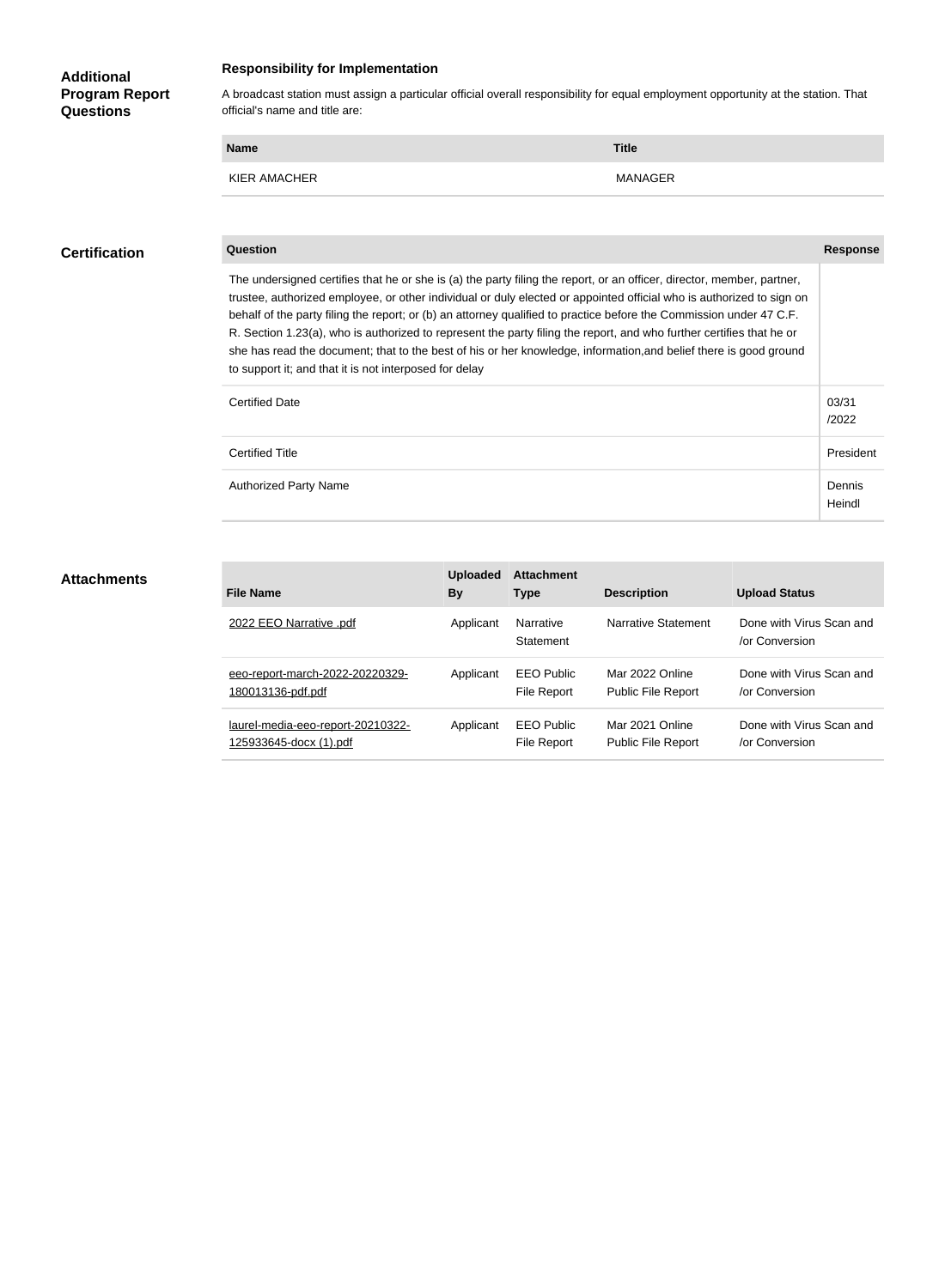## Additional Program Report Questions

### Responsibility for Implementation

A broadcast station must assign a particular official overall responsibility for equal employment opportunity at the station. That official's name and title are:

| Name | Title |
|---|---|
| KIER AMACHER | MANAGER |

## Certification

| Question | Response |
|---|---|
| The undersigned certifies that he or she is (a) the party filing the report, or an officer, director, member, partner, trustee, authorized employee, or other individual or duly elected or appointed official who is authorized to sign on behalf of the party filing the report; or (b) an attorney qualified to practice before the Commission under 47 C.F. R. Section 1.23(a), who is authorized to represent the party filing the report, and who further certifies that he or she has read the document; that to the best of his or her knowledge, information,and belief there is good ground to support it; and that it is not interposed for delay | |
| Certified Date | 03/31 /2022 |
| Certified Title | President |
| Authorized Party Name | Dennis Heindl |

## Attachments

| File Name | Uploaded By | Attachment Type | Description | Upload Status |
|---|---|---|---|---|
| 2022 EEO Narrative .pdf | Applicant | Narrative Statement | Narrative Statement | Done with Virus Scan and /or Conversion |
| eeo-report-march-2022-20220329-180013136-pdf.pdf | Applicant | EEO Public File Report | Mar 2022 Online Public File Report | Done with Virus Scan and /or Conversion |
| laurel-media-eeo-report-20210322-125933645-docx (1).pdf | Applicant | EEO Public File Report | Mar 2021 Online Public File Report | Done with Virus Scan and /or Conversion |